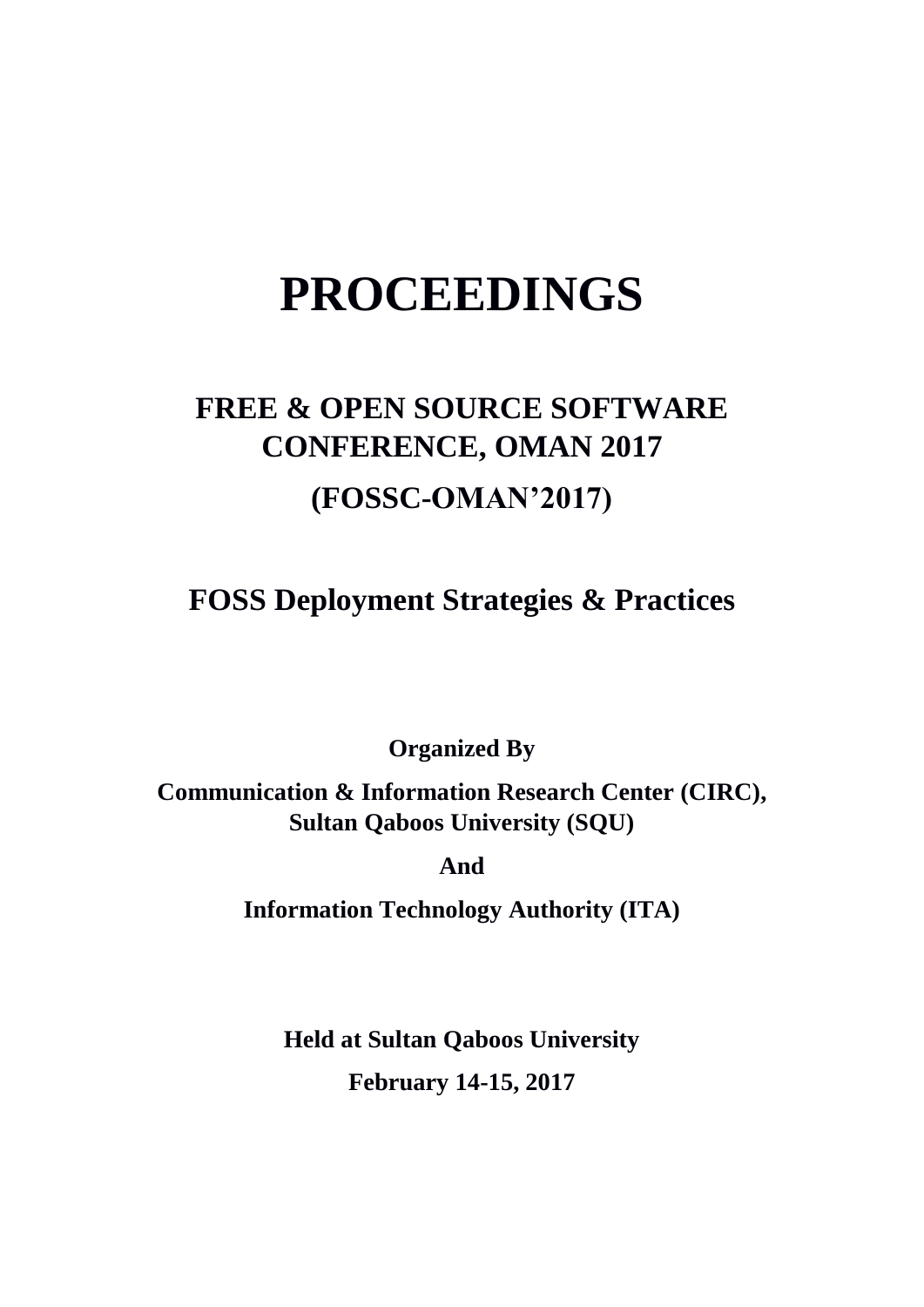# PROCEEDINGS

## FREE & OPEN SOURCE SOFTWARE CONFERENCE, OMAN 2017

## (FOSSC-OMAN'2017)

## FOSS Deployment Strategies & Practices

**Organized By**

**Communication & Information Research Center (CIRC), Sultan Qaboos University (SQU)**

**And**

**Information Technology Authority (ITA)**

**Held at Sultan Qaboos University**

**February 14-15, 2017**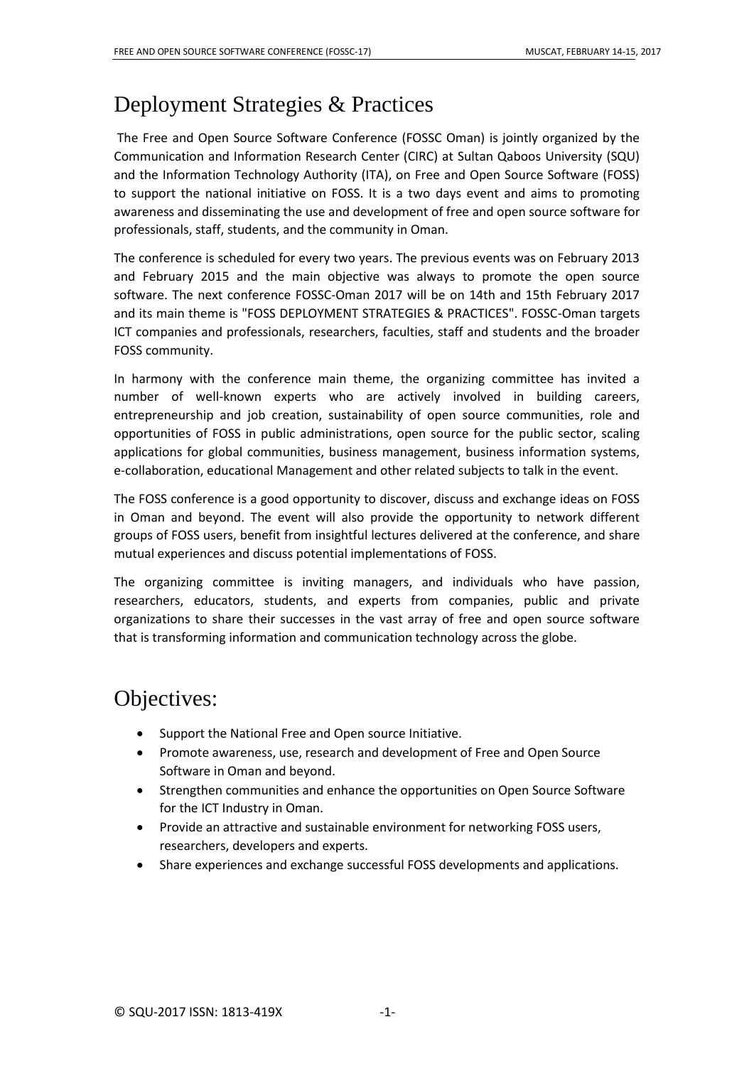# Deployment Strategies & Practices

The Free and Open Source Software Conference (FOSSC Oman) is jointly organized by the Communication and Information Research Center (CIRC) at Sultan Qaboos University (SQU) and the Information Technology Authority (ITA), on Free and Open Source Software (FOSS) to support the national initiative on FOSS. It is a two days event and aims to promoting awareness and disseminating the use and development of free and open source software for professionals, staff, students, and the community in Oman.

The conference is scheduled for every two years. The previous events was on February 2013 and February 2015 and the main objective was always to promote the open source software. The next conference FOSSC-Oman 2017 will be on 14th and 15th February 2017 and its main theme is "FOSS DEPLOYMENT STRATEGIES & PRACTICES". FOSSC-Oman targets ICT companies and professionals, researchers, faculties, staff and students and the broader FOSS community.

In harmony with the conference main theme, the organizing committee has invited a number of well-known experts who are actively involved in building careers, entrepreneurship and job creation, sustainability of open source communities, role and opportunities of FOSS in public administrations, open source for the public sector, scaling applications for global communities, business management, business information systems, e-collaboration, educational Management and other related subjects to talk in the event.

The FOSS conference is a good opportunity to discover, discuss and exchange ideas on FOSS in Oman and beyond. The event will also provide the opportunity to network different groups of FOSS users, benefit from insightful lectures delivered at the conference, and share mutual experiences and discuss potential implementations of FOSS.

The organizing committee is inviting managers, and individuals who have passion, researchers, educators, students, and experts from companies, public and private organizations to share their successes in the vast array of free and open source software that is transforming information and communication technology across the globe.

# Objectives:

- Support the National Free and Open source Initiative.
- Promote awareness, use, research and development of Free and Open Source Software in Oman and beyond.
- Strengthen communities and enhance the opportunities on Open Source Software for the ICT Industry in Oman.
- Provide an attractive and sustainable environment for networking FOSS users, researchers, developers and experts.
- Share experiences and exchange successful FOSS developments and applications.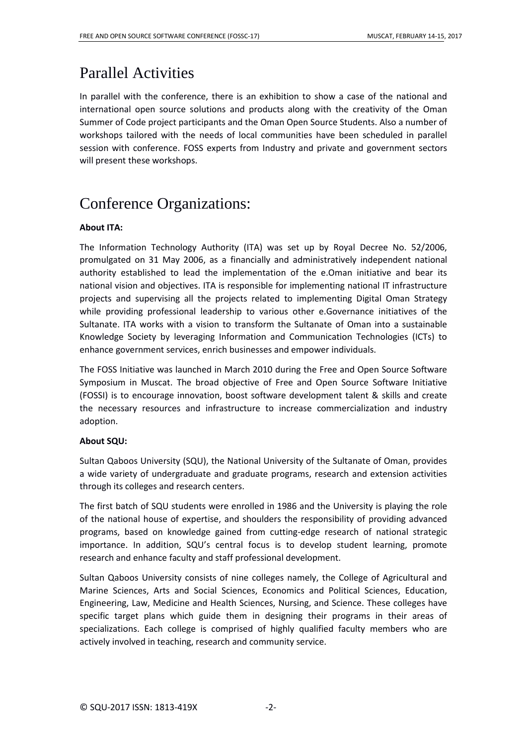# Parallel Activities

In parallel with the conference, there is an exhibition to show a case of the national and international open source solutions and products along with the creativity of the Oman Summer of Code project participants and the Oman Open Source Students. Also a number of workshops tailored with the needs of local communities have been scheduled in parallel session with conference. FOSS experts from Industry and private and government sectors will present these workshops.

# Conference Organizations:

**About ITA:**

The Information Technology Authority (ITA) was set up by Royal Decree No. 52/2006, promulgated on 31 May 2006, as a financially and administratively independent national authority established to lead the implementation of the e.Oman initiative and bear its national vision and objectives. ITA is responsible for implementing national IT infrastructure projects and supervising all the projects related to implementing Digital Oman Strategy while providing professional leadership to various other e.Governance initiatives of the Sultanate. ITA works with a vision to transform the Sultanate of Oman into a sustainable Knowledge Society by leveraging Information and Communication Technologies (ICTs) to enhance government services, enrich businesses and empower individuals.

The FOSS Initiative was launched in March 2010 during the Free and Open Source Software Symposium in Muscat. The broad objective of Free and Open Source Software Initiative (FOSSI) is to encourage innovation, boost software development talent & skills and create the necessary resources and infrastructure to increase commercialization and industry adoption.

**About SQU:**

Sultan Qaboos University (SQU), the National University of the Sultanate of Oman, provides a wide variety of undergraduate and graduate programs, research and extension activities through its colleges and research centers.

The first batch of SQU students were enrolled in 1986 and the University is playing the role of the national house of expertise, and shoulders the responsibility of providing advanced programs, based on knowledge gained from cutting-edge research of national strategic importance. In addition, SQU's central focus is to develop student learning, promote research and enhance faculty and staff professional development.

Sultan Qaboos University consists of nine colleges namely, the College of Agricultural and Marine Sciences, Arts and Social Sciences, Economics and Political Sciences, Education, Engineering, Law, Medicine and Health Sciences, Nursing, and Science. These colleges have specific target plans which guide them in designing their programs in their areas of specializations. Each college is comprised of highly qualified faculty members who are actively involved in teaching, research and community service.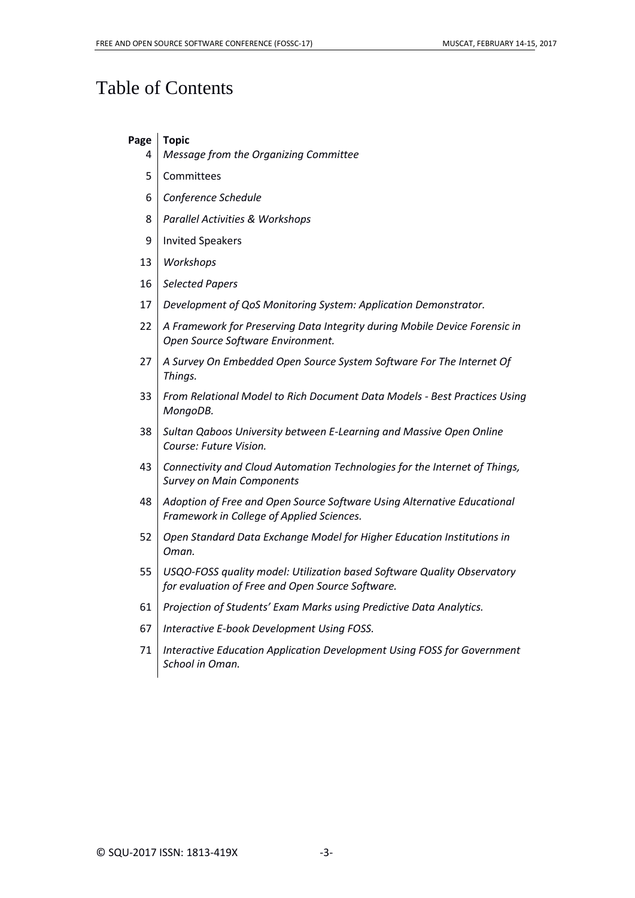# Table of Contents

| Page | Topic |
| --- | --- |
| 4 | *Message from the Organizing Committee* |
| 5 | Committees |
| 6 | *Conference Schedule* |
| 8 | *Parallel Activities & Workshops* |
| 9 | Invited Speakers |
| 13 | *Workshops* |
| 16 | *Selected Papers* |
| 17 | *Development of QoS Monitoring System: Application Demonstrator.* |
| 22 | *A Framework for Preserving Data Integrity during Mobile Device Forensic in Open Source Software Environment.* |
| 27 | *A Survey On Embedded Open Source System Software For The Internet Of Things.* |
| 33 | *From Relational Model to Rich Document Data Models - Best Practices Using MongoDB.* |
| 38 | *Sultan Qaboos University between E-Learning and Massive Open Online Course: Future Vision.* |
| 43 | *Connectivity and Cloud Automation Technologies for the Internet of Things, Survey on Main Components* |
| 48 | *Adoption of Free and Open Source Software Using Alternative Educational Framework in College of Applied Sciences.* |
| 52 | *Open Standard Data Exchange Model for Higher Education Institutions in Oman.* |
| 55 | *USQO-FOSS quality model: Utilization based Software Quality Observatory for evaluation of Free and Open Source Software.* |
| 61 | *Projection of Students' Exam Marks using Predictive Data Analytics.* |
| 67 | *Interactive E-book Development Using FOSS.* |
| 71 | *Interactive Education Application Development Using FOSS for Government School in Oman.* |

© SQU-2017 ISSN: 1813-419X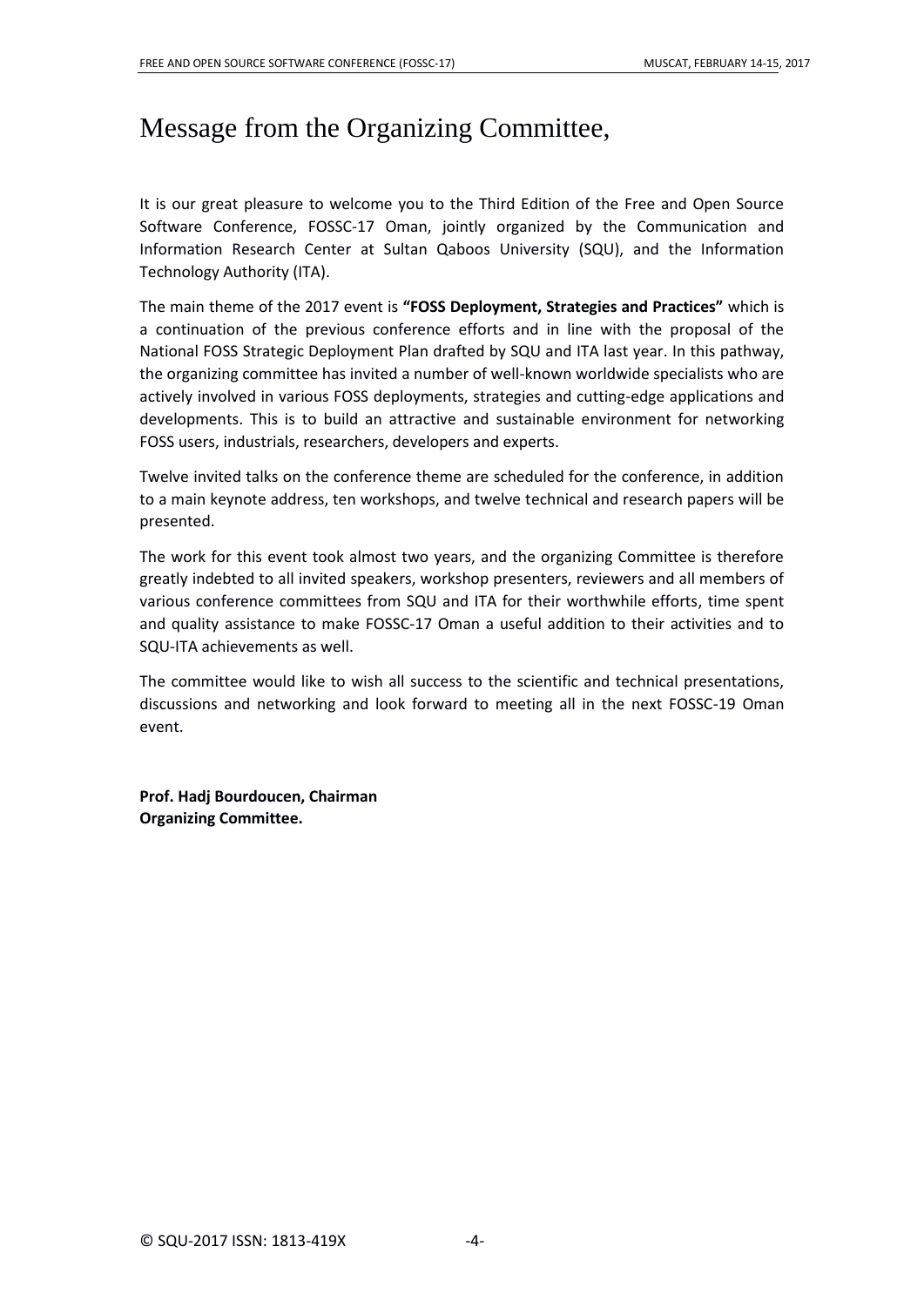# Message from the Organizing Committee,

It is our great pleasure to welcome you to the Third Edition of the Free and Open Source Software Conference, FOSSC-17 Oman, jointly organized by the Communication and Information Research Center at Sultan Qaboos University (SQU), and the Information Technology Authority (ITA).

The main theme of the 2017 event is **"FOSS Deployment, Strategies and Practices"** which is a continuation of the previous conference efforts and in line with the proposal of the National FOSS Strategic Deployment Plan drafted by SQU and ITA last year. In this pathway, the organizing committee has invited a number of well-known worldwide specialists who are actively involved in various FOSS deployments, strategies and cutting-edge applications and developments. This is to build an attractive and sustainable environment for networking FOSS users, industrials, researchers, developers and experts.

Twelve invited talks on the conference theme are scheduled for the conference, in addition to a main keynote address, ten workshops, and twelve technical and research papers will be presented.

The work for this event took almost two years, and the organizing Committee is therefore greatly indebted to all invited speakers, workshop presenters, reviewers and all members of various conference committees from SQU and ITA for their worthwhile efforts, time spent and quality assistance to make FOSSC-17 Oman a useful addition to their activities and to SQU-ITA achievements as well.

The committee would like to wish all success to the scientific and technical presentations, discussions and networking and look forward to meeting all in the next FOSSC-19 Oman event.

**Prof. Hadj Bourdoucen, Chairman**
**Organizing Committee.**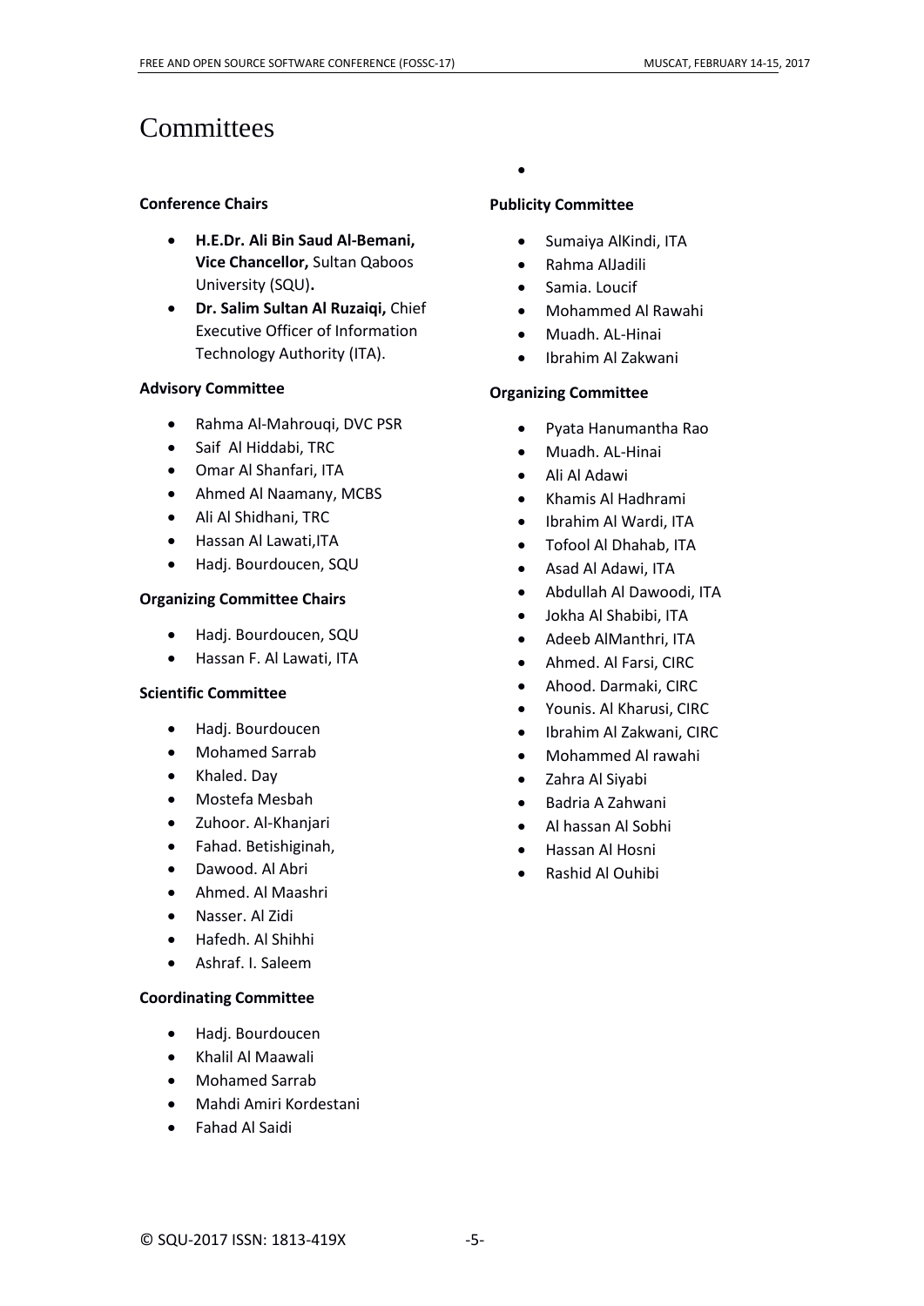# Committees

### Conference Chairs

- **H.E.Dr. Ali Bin Saud Al-Bemani, Vice Chancellor,** Sultan Qaboos University (SQU)**.**
- **Dr. Salim Sultan Al Ruzaiqi,** Chief Executive Officer of Information Technology Authority (ITA).

### Advisory Committee

- Rahma Al-Mahrouqi, DVC PSR
- Saif Al Hiddabi, TRC
- Omar Al Shanfari, ITA
- Ahmed Al Naamany, MCBS
- Ali Al Shidhani, TRC
- Hassan Al Lawati,ITA
- Hadj. Bourdoucen, SQU

### Organizing Committee Chairs

- Hadj. Bourdoucen, SQU
- Hassan F. Al Lawati, ITA

### Scientific Committee

- Hadj. Bourdoucen
- Mohamed Sarrab
- Khaled. Day
- Mostefa Mesbah
- Zuhoor. Al-Khanjari
- Fahad. Betishiginah,
- Dawood. Al Abri
- Ahmed. Al Maashri
- Nasser. Al Zidi
- Hafedh. Al Shihhi
- Ashraf. I. Saleem

### Coordinating Committee

- Hadj. Bourdoucen
- Khalil Al Maawali
- Mohamed Sarrab
- Mahdi Amiri Kordestani
- Fahad Al Saidi

### Publicity Committee

- Sumaiya AlKindi, ITA
- Rahma AlJadili
- Samia. Loucif
- Mohammed Al Rawahi
- Muadh. AL-Hinai
- Ibrahim Al Zakwani

### Organizing Committee

- Pyata Hanumantha Rao
- Muadh. AL-Hinai
- Ali Al Adawi
- Khamis Al Hadhrami
- Ibrahim Al Wardi, ITA
- Tofool Al Dhahab, ITA
- Asad Al Adawi, ITA
- Abdullah Al Dawoodi, ITA
- Jokha Al Shabibi, ITA
- Adeeb AlManthri, ITA
- Ahmed. Al Farsi, CIRC
- Ahood. Darmaki, CIRC
- Younis. Al Kharusi, CIRC
- Ibrahim Al Zakwani, CIRC
- Mohammed Al rawahi
- Zahra Al Siyabi
- Badria A Zahwani
- Al hassan Al Sobhi
- Hassan Al Hosni
- Rashid Al Ouhibi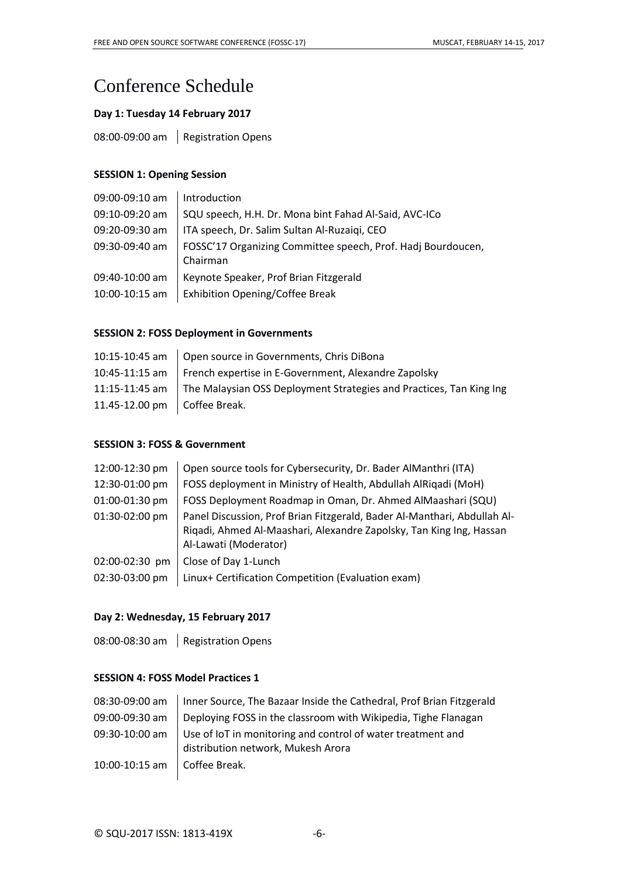# Conference Schedule

**Day 1: Tuesday 14 February 2017**

| | |
|---|---|
| 08:00-09:00 am | Registration Opens |

**SESSION 1: Opening Session**

| | |
|---|---|
| 09:00-09:10 am | Introduction |
| 09:10-09:20 am | SQU speech, H.H. Dr. Mona bint Fahad Al-Said, AVC-ICo |
| 09:20-09:30 am | ITA speech, Dr. Salim Sultan Al-Ruzaiqi, CEO |
| 09:30-09:40 am | FOSSC'17 Organizing Committee speech, Prof. Hadj Bourdoucen, Chairman |
| 09:40-10:00 am | Keynote Speaker, Prof Brian Fitzgerald |
| 10:00-10:15 am | Exhibition Opening/Coffee Break |

**SESSION 2: FOSS Deployment in Governments**

| | |
|---|---|
| 10:15-10:45 am | Open source in Governments, Chris DiBona |
| 10:45-11:15 am | French expertise in E-Government, Alexandre Zapolsky |
| 11:15-11:45 am | The Malaysian OSS Deployment Strategies and Practices, Tan King Ing |
| 11.45-12.00 pm | Coffee Break. |

**SESSION 3: FOSS & Government**

| | |
|---|---|
| 12:00-12:30 pm | Open source tools for Cybersecurity, Dr. Bader AlManthri (ITA) |
| 12:30-01:00 pm | FOSS deployment in Ministry of Health, Abdullah AlRiqadi (MoH) |
| 01:00-01:30 pm | FOSS Deployment Roadmap in Oman, Dr. Ahmed AlMaashari (SQU) |
| 01:30-02:00 pm | Panel Discussion, Prof Brian Fitzgerald, Bader Al-Manthari, Abdullah Al-Riqadi, Ahmed Al-Maashari, Alexandre Zapolsky, Tan King Ing, Hassan Al-Lawati (Moderator) |
| 02:00-02:30 pm | Close of Day 1-Lunch |
| 02:30-03:00 pm | Linux+ Certification Competition (Evaluation exam) |

**Day 2: Wednesday, 15 February 2017**

| | |
|---|---|
| 08:00-08:30 am | Registration Opens |

**SESSION 4: FOSS Model Practices 1**

| | |
|---|---|
| 08:30-09:00 am | Inner Source, The Bazaar Inside the Cathedral, Prof Brian Fitzgerald |
| 09:00-09:30 am | Deploying FOSS in the classroom with Wikipedia, Tighe Flanagan |
| 09:30-10:00 am | Use of IoT in monitoring and control of water treatment and distribution network, Mukesh Arora |
| 10:00-10:15 am | Coffee Break. |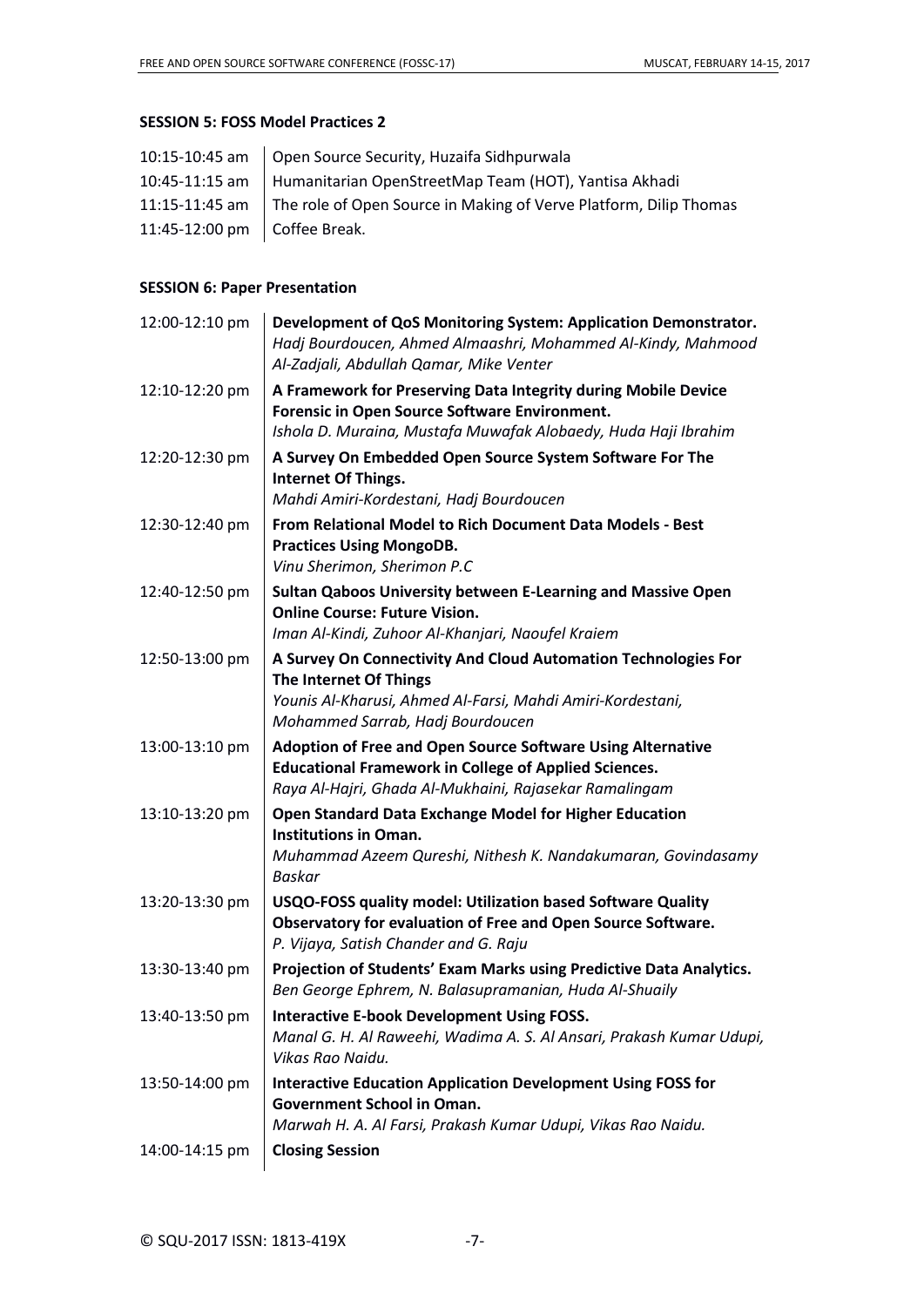### SESSION 5: FOSS Model Practices 2

| | |
|---|---|
| 10:15-10:45 am | Open Source Security, Huzaifa Sidhpurwala |
| 10:45-11:15 am | Humanitarian OpenStreetMap Team (HOT), Yantisa Akhadi |
| 11:15-11:45 am | The role of Open Source in Making of Verve Platform, Dilip Thomas |
| 11:45-12:00 pm | Coffee Break. |

### SESSION 6: Paper Presentation

| | |
|---|---|
| 12:00-12:10 pm | **Development of QoS Monitoring System: Application Demonstrator.** *Hadj Bourdoucen, Ahmed Almaashri, Mohammed Al-Kindy, Mahmood Al-Zadjali, Abdullah Qamar, Mike Venter* |
| 12:10-12:20 pm | **A Framework for Preserving Data Integrity during Mobile Device Forensic in Open Source Software Environment.** *Ishola D. Muraina, Mustafa Muwafak Alobaedy, Huda Haji Ibrahim* |
| 12:20-12:30 pm | **A Survey On Embedded Open Source System Software For The Internet Of Things.** *Mahdi Amiri-Kordestani, Hadj Bourdoucen* |
| 12:30-12:40 pm | **From Relational Model to Rich Document Data Models - Best Practices Using MongoDB.** *Vinu Sherimon, Sherimon P.C* |
| 12:40-12:50 pm | **Sultan Qaboos University between E-Learning and Massive Open Online Course: Future Vision.** *Iman Al-Kindi, Zuhoor Al-Khanjari, Naoufel Kraiem* |
| 12:50-13:00 pm | **A Survey On Connectivity And Cloud Automation Technologies For The Internet Of Things** *Younis Al-Kharusi, Ahmed Al-Farsi, Mahdi Amiri-Kordestani, Mohammed Sarrab, Hadj Bourdoucen* |
| 13:00-13:10 pm | **Adoption of Free and Open Source Software Using Alternative Educational Framework in College of Applied Sciences.** *Raya Al-Hajri, Ghada Al-Mukhaini, Rajasekar Ramalingam* |
| 13:10-13:20 pm | **Open Standard Data Exchange Model for Higher Education Institutions in Oman.** *Muhammad Azeem Qureshi, Nithesh K. Nandakumaran, Govindasamy Baskar* |
| 13:20-13:30 pm | **USQO-FOSS quality model: Utilization based Software Quality Observatory for evaluation of Free and Open Source Software.** *P. Vijaya, Satish Chander and G. Raju* |
| 13:30-13:40 pm | **Projection of Students' Exam Marks using Predictive Data Analytics.** *Ben George Ephrem, N. Balasupramanian, Huda Al-Shuaily* |
| 13:40-13:50 pm | **Interactive E-book Development Using FOSS.** *Manal G. H. Al Raweehi, Wadima A. S. Al Ansari, Prakash Kumar Udupi, Vikas Rao Naidu.* |
| 13:50-14:00 pm | **Interactive Education Application Development Using FOSS for Government School in Oman.** *Marwah H. A. Al Farsi, Prakash Kumar Udupi, Vikas Rao Naidu.* |
| 14:00-14:15 pm | **Closing Session** |

© SQU-2017 ISSN: 1813-419X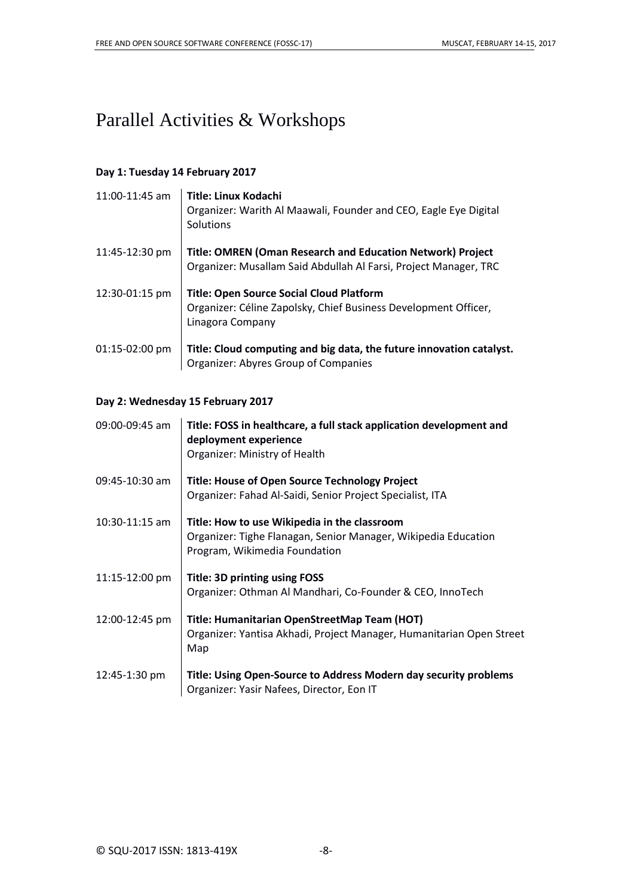# Parallel Activities & Workshops

**Day 1: Tuesday 14 February 2017**

| | |
|---|---|
| 11:00-11:45 am | **Title: Linux Kodachi**<br>Organizer: Warith Al Maawali, Founder and CEO, Eagle Eye Digital Solutions |
| 11:45-12:30 pm | **Title: OMREN (Oman Research and Education Network) Project**<br>Organizer: Musallam Said Abdullah Al Farsi, Project Manager, TRC |
| 12:30-01:15 pm | **Title: Open Source Social Cloud Platform**<br>Organizer: Céline Zapolsky, Chief Business Development Officer, Linagora Company |
| 01:15-02:00 pm | **Title: Cloud computing and big data, the future innovation catalyst.**<br>Organizer: Abyres Group of Companies |

**Day 2: Wednesday 15 February 2017**

| | |
|---|---|
| 09:00-09:45 am | **Title: FOSS in healthcare, a full stack application development and deployment experience**<br>Organizer: Ministry of Health |
| 09:45-10:30 am | **Title: House of Open Source Technology Project**<br>Organizer: Fahad Al-Saidi, Senior Project Specialist, ITA |
| 10:30-11:15 am | **Title: How to use Wikipedia in the classroom**<br>Organizer: Tighe Flanagan, Senior Manager, Wikipedia Education Program, Wikimedia Foundation |
| 11:15-12:00 pm | **Title: 3D printing using FOSS**<br>Organizer: Othman Al Mandhari, Co-Founder & CEO, InnoTech |
| 12:00-12:45 pm | **Title: Humanitarian OpenStreetMap Team (HOT)**<br>Organizer: Yantisa Akhadi, Project Manager, Humanitarian Open Street Map |
| 12:45-1:30 pm | **Title: Using Open-Source to Address Modern day security problems**<br>Organizer: Yasir Nafees, Director, Eon IT |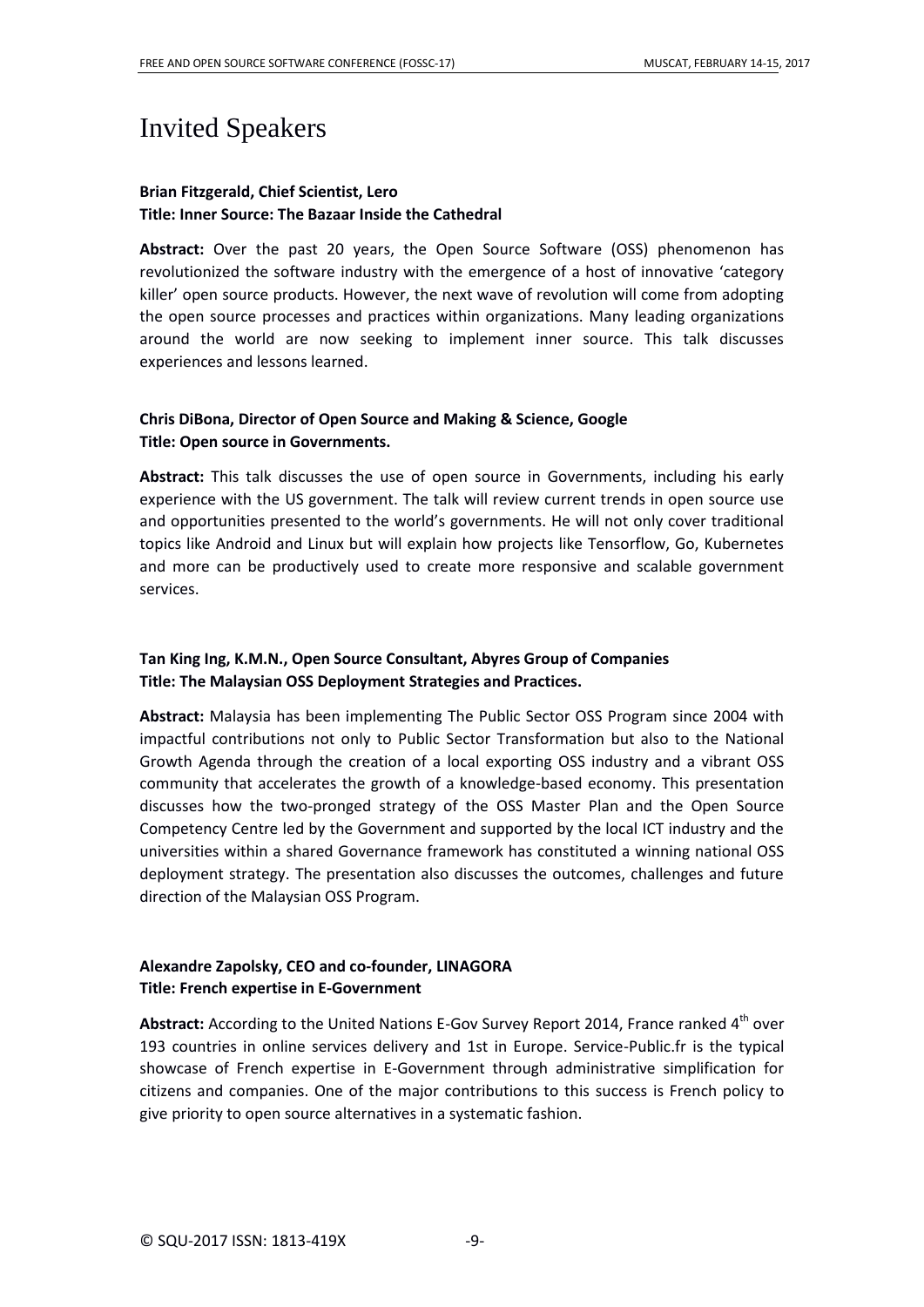# Invited Speakers

**Brian Fitzgerald, Chief Scientist, Lero**
**Title: Inner Source: The Bazaar Inside the Cathedral**

**Abstract:** Over the past 20 years, the Open Source Software (OSS) phenomenon has revolutionized the software industry with the emergence of a host of innovative 'category killer' open source products. However, the next wave of revolution will come from adopting the open source processes and practices within organizations. Many leading organizations around the world are now seeking to implement inner source. This talk discusses experiences and lessons learned.

**Chris DiBona, Director of Open Source and Making & Science, Google**
**Title: Open source in Governments.**

**Abstract:** This talk discusses the use of open source in Governments, including his early experience with the US government. The talk will review current trends in open source use and opportunities presented to the world's governments. He will not only cover traditional topics like Android and Linux but will explain how projects like Tensorflow, Go, Kubernetes and more can be productively used to create more responsive and scalable government services.

**Tan King Ing, K.M.N., Open Source Consultant, Abyres Group of Companies**
**Title: The Malaysian OSS Deployment Strategies and Practices.**

**Abstract:** Malaysia has been implementing The Public Sector OSS Program since 2004 with impactful contributions not only to Public Sector Transformation but also to the National Growth Agenda through the creation of a local exporting OSS industry and a vibrant OSS community that accelerates the growth of a knowledge-based economy. This presentation discusses how the two-pronged strategy of the OSS Master Plan and the Open Source Competency Centre led by the Government and supported by the local ICT industry and the universities within a shared Governance framework has constituted a winning national OSS deployment strategy. The presentation also discusses the outcomes, challenges and future direction of the Malaysian OSS Program.

**Alexandre Zapolsky, CEO and co-founder, LINAGORA**
**Title: French expertise in E-Government**

**Abstract:** According to the United Nations E-Gov Survey Report 2014, France ranked 4th over 193 countries in online services delivery and 1st in Europe. Service-Public.fr is the typical showcase of French expertise in E-Government through administrative simplification for citizens and companies. One of the major contributions to this success is French policy to give priority to open source alternatives in a systematic fashion.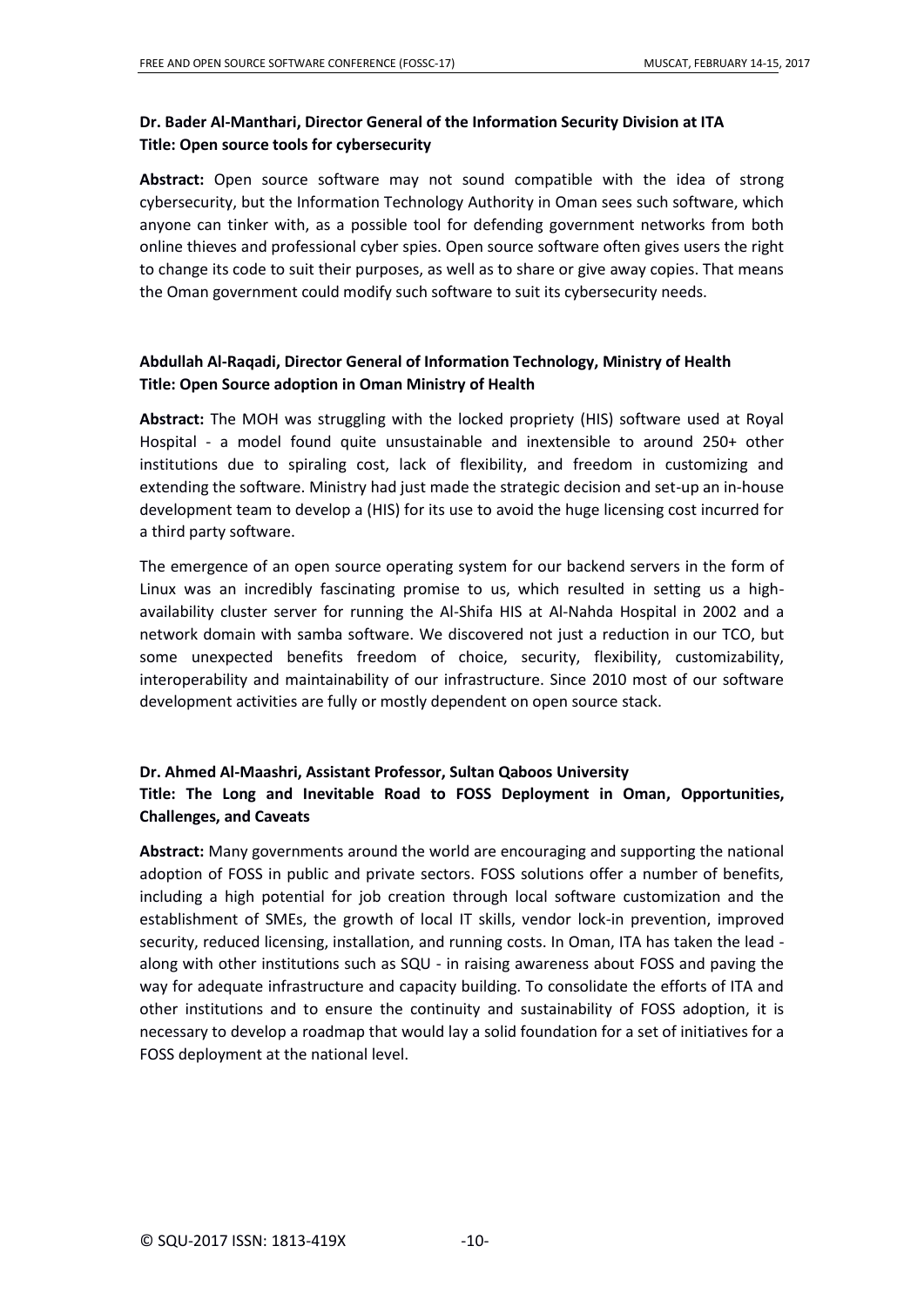**Dr. Bader Al-Manthari, Director General of the Information Security Division at ITA**
**Title: Open source tools for cybersecurity**

**Abstract:** Open source software may not sound compatible with the idea of strong cybersecurity, but the Information Technology Authority in Oman sees such software, which anyone can tinker with, as a possible tool for defending government networks from both online thieves and professional cyber spies. Open source software often gives users the right to change its code to suit their purposes, as well as to share or give away copies. That means the Oman government could modify such software to suit its cybersecurity needs.

**Abdullah Al-Raqadi, Director General of Information Technology, Ministry of Health**
**Title: Open Source adoption in Oman Ministry of Health**

**Abstract:** The MOH was struggling with the locked propriety (HIS) software used at Royal Hospital - a model found quite unsustainable and inextensible to around 250+ other institutions due to spiraling cost, lack of flexibility, and freedom in customizing and extending the software. Ministry had just made the strategic decision and set-up an in-house development team to develop a (HIS) for its use to avoid the huge licensing cost incurred for a third party software.

The emergence of an open source operating system for our backend servers in the form of Linux was an incredibly fascinating promise to us, which resulted in setting us a high-availability cluster server for running the Al-Shifa HIS at Al-Nahda Hospital in 2002 and a network domain with samba software. We discovered not just a reduction in our TCO, but some unexpected benefits freedom of choice, security, flexibility, customizability, interoperability and maintainability of our infrastructure. Since 2010 most of our software development activities are fully or mostly dependent on open source stack.

**Dr. Ahmed Al-Maashri, Assistant Professor, Sultan Qaboos University**
**Title: The Long and Inevitable Road to FOSS Deployment in Oman, Opportunities, Challenges, and Caveats**

**Abstract:** Many governments around the world are encouraging and supporting the national adoption of FOSS in public and private sectors. FOSS solutions offer a number of benefits, including a high potential for job creation through local software customization and the establishment of SMEs, the growth of local IT skills, vendor lock-in prevention, improved security, reduced licensing, installation, and running costs. In Oman, ITA has taken the lead - along with other institutions such as SQU - in raising awareness about FOSS and paving the way for adequate infrastructure and capacity building. To consolidate the efforts of ITA and other institutions and to ensure the continuity and sustainability of FOSS adoption, it is necessary to develop a roadmap that would lay a solid foundation for a set of initiatives for a FOSS deployment at the national level.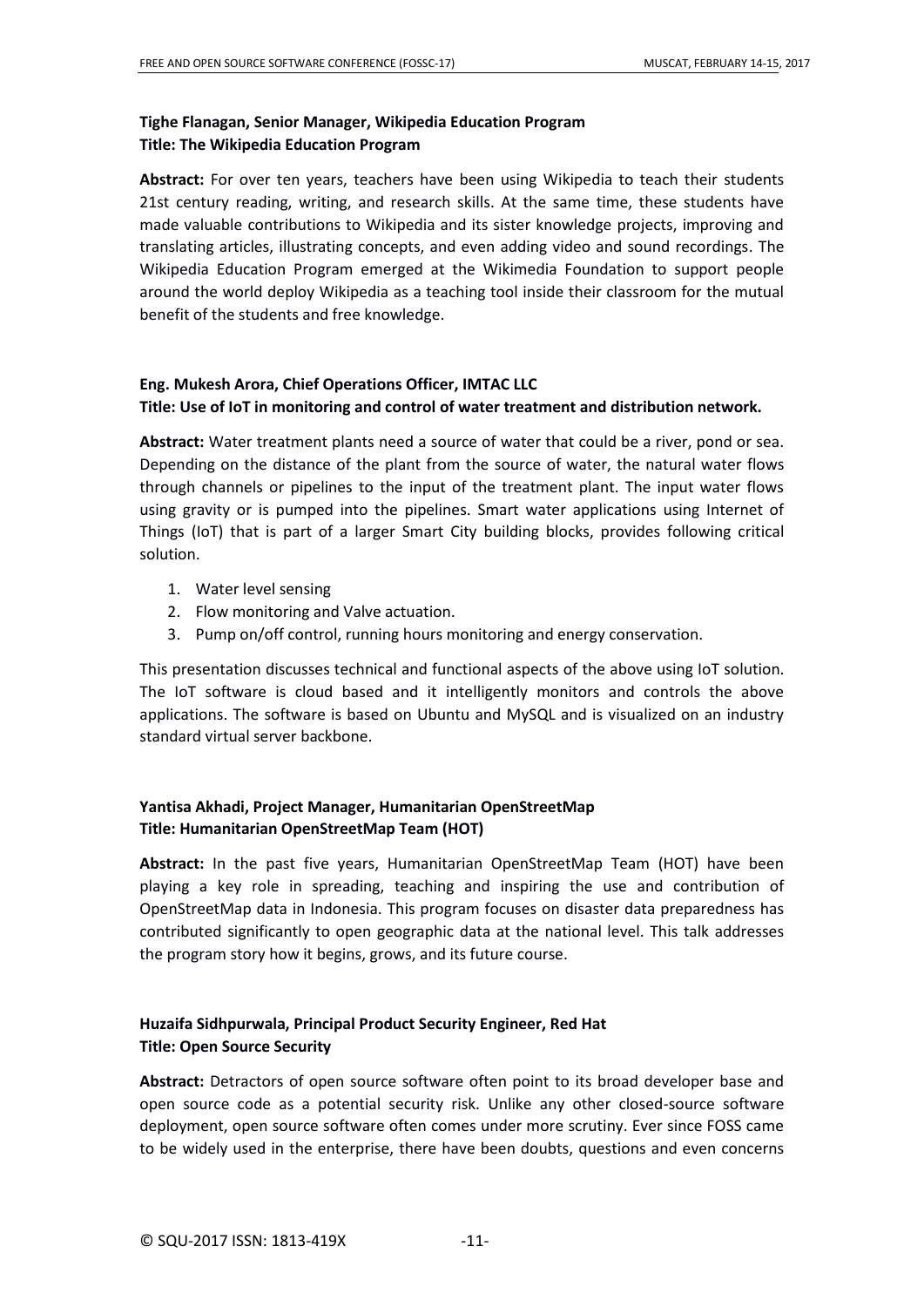**Tighe Flanagan, Senior Manager, Wikipedia Education Program**
**Title: The Wikipedia Education Program**

**Abstract:** For over ten years, teachers have been using Wikipedia to teach their students 21st century reading, writing, and research skills. At the same time, these students have made valuable contributions to Wikipedia and its sister knowledge projects, improving and translating articles, illustrating concepts, and even adding video and sound recordings. The Wikipedia Education Program emerged at the Wikimedia Foundation to support people around the world deploy Wikipedia as a teaching tool inside their classroom for the mutual benefit of the students and free knowledge.

**Eng. Mukesh Arora, Chief Operations Officer, IMTAC LLC**
**Title: Use of IoT in monitoring and control of water treatment and distribution network.**

**Abstract:** Water treatment plants need a source of water that could be a river, pond or sea. Depending on the distance of the plant from the source of water, the natural water flows through channels or pipelines to the input of the treatment plant. The input water flows using gravity or is pumped into the pipelines. Smart water applications using Internet of Things (IoT) that is part of a larger Smart City building blocks, provides following critical solution.

1. Water level sensing
2. Flow monitoring and Valve actuation.
3. Pump on/off control, running hours monitoring and energy conservation.

This presentation discusses technical and functional aspects of the above using IoT solution. The IoT software is cloud based and it intelligently monitors and controls the above applications. The software is based on Ubuntu and MySQL and is visualized on an industry standard virtual server backbone.

**Yantisa Akhadi, Project Manager, Humanitarian OpenStreetMap**
**Title: Humanitarian OpenStreetMap Team (HOT)**

**Abstract:** In the past five years, Humanitarian OpenStreetMap Team (HOT) have been playing a key role in spreading, teaching and inspiring the use and contribution of OpenStreetMap data in Indonesia. This program focuses on disaster data preparedness has contributed significantly to open geographic data at the national level. This talk addresses the program story how it begins, grows, and its future course.

**Huzaifa Sidhpurwala, Principal Product Security Engineer, Red Hat**
**Title: Open Source Security**

**Abstract:** Detractors of open source software often point to its broad developer base and open source code as a potential security risk. Unlike any other closed-source software deployment, open source software often comes under more scrutiny. Ever since FOSS came to be widely used in the enterprise, there have been doubts, questions and even concerns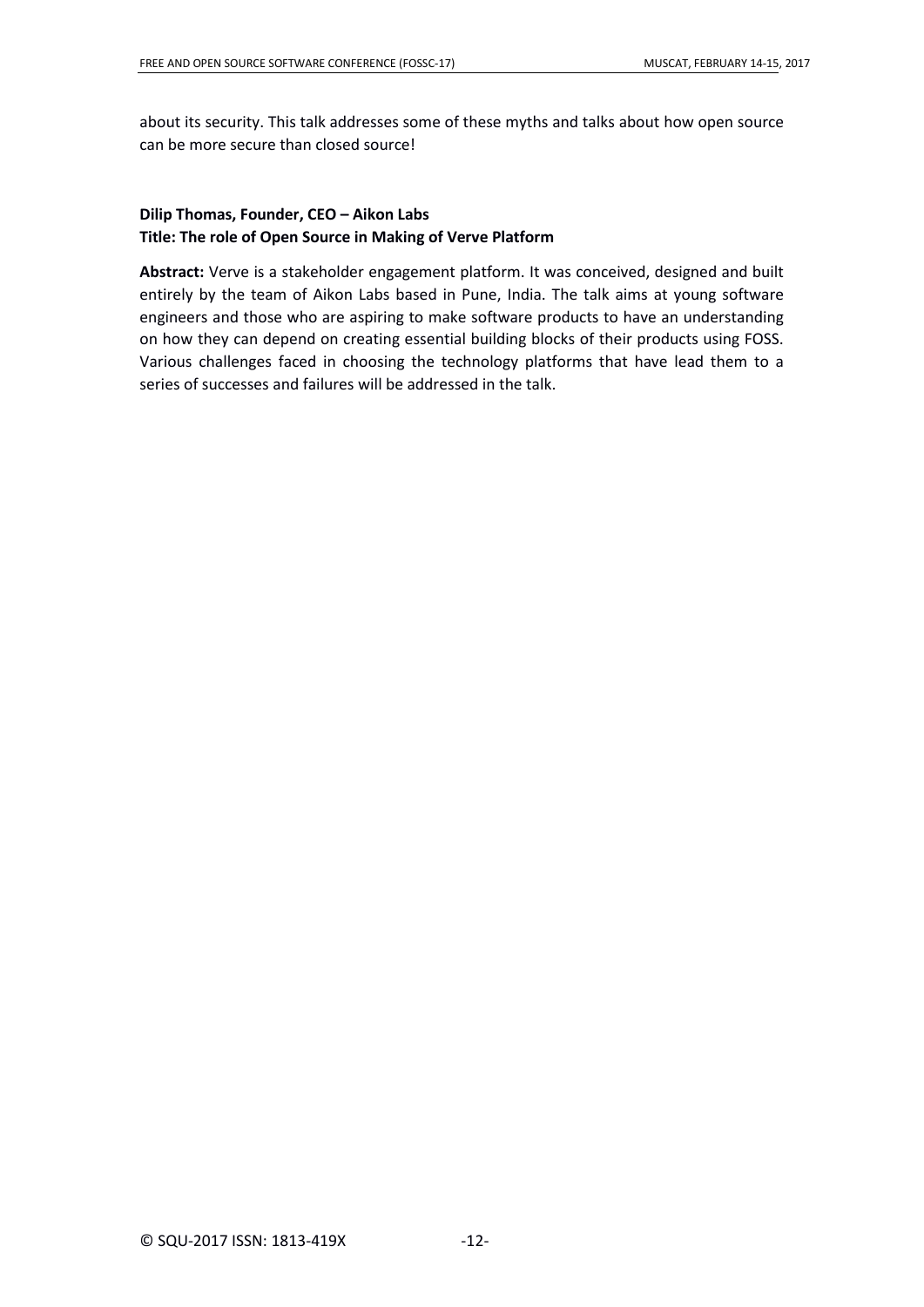about its security. This talk addresses some of these myths and talks about how open source can be more secure than closed source!

**Dilip Thomas, Founder, CEO – Aikon Labs**
**Title: The role of Open Source in Making of Verve Platform**

**Abstract:** Verve is a stakeholder engagement platform. It was conceived, designed and built entirely by the team of Aikon Labs based in Pune, India. The talk aims at young software engineers and those who are aspiring to make software products to have an understanding on how they can depend on creating essential building blocks of their products using FOSS. Various challenges faced in choosing the technology platforms that have lead them to a series of successes and failures will be addressed in the talk.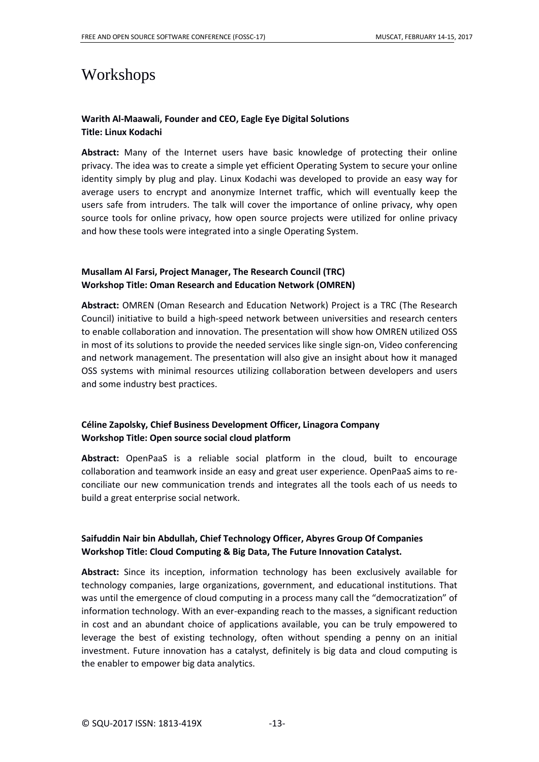# Workshops

**Warith Al-Maawali, Founder and CEO, Eagle Eye Digital Solutions**
**Title: Linux Kodachi**

**Abstract:** Many of the Internet users have basic knowledge of protecting their online privacy. The idea was to create a simple yet efficient Operating System to secure your online identity simply by plug and play. Linux Kodachi was developed to provide an easy way for average users to encrypt and anonymize Internet traffic, which will eventually keep the users safe from intruders. The talk will cover the importance of online privacy, why open source tools for online privacy, how open source projects were utilized for online privacy and how these tools were integrated into a single Operating System.

**Musallam Al Farsi, Project Manager, The Research Council (TRC)**
**Workshop Title: Oman Research and Education Network (OMREN)**

**Abstract:** OMREN (Oman Research and Education Network) Project is a TRC (The Research Council) initiative to build a high-speed network between universities and research centers to enable collaboration and innovation. The presentation will show how OMREN utilized OSS in most of its solutions to provide the needed services like single sign-on, Video conferencing and network management. The presentation will also give an insight about how it managed OSS systems with minimal resources utilizing collaboration between developers and users and some industry best practices.

**Céline Zapolsky, Chief Business Development Officer, Linagora Company**
**Workshop Title: Open source social cloud platform**

**Abstract:** OpenPaaS is a reliable social platform in the cloud, built to encourage collaboration and teamwork inside an easy and great user experience. OpenPaaS aims to re-conciliate our new communication trends and integrates all the tools each of us needs to build a great enterprise social network.

**Saifuddin Nair bin Abdullah, Chief Technology Officer, Abyres Group Of Companies**
**Workshop Title: Cloud Computing & Big Data, The Future Innovation Catalyst.**

**Abstract:** Since its inception, information technology has been exclusively available for technology companies, large organizations, government, and educational institutions. That was until the emergence of cloud computing in a process many call the "democratization" of information technology. With an ever-expanding reach to the masses, a significant reduction in cost and an abundant choice of applications available, you can be truly empowered to leverage the best of existing technology, often without spending a penny on an initial investment. Future innovation has a catalyst, definitely is big data and cloud computing is the enabler to empower big data analytics.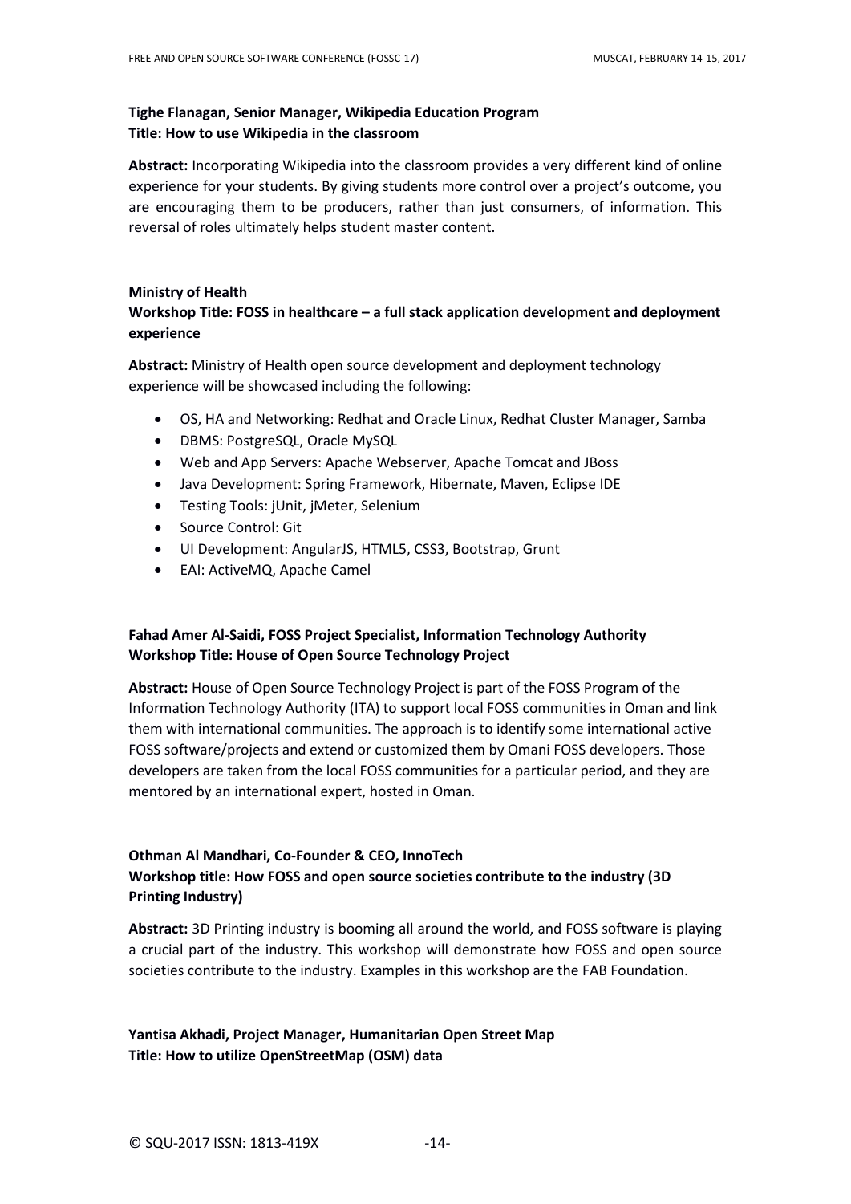**Tighe Flanagan, Senior Manager, Wikipedia Education Program**
**Title: How to use Wikipedia in the classroom**

**Abstract:** Incorporating Wikipedia into the classroom provides a very different kind of online experience for your students. By giving students more control over a project's outcome, you are encouraging them to be producers, rather than just consumers, of information. This reversal of roles ultimately helps student master content.

**Ministry of Health**
**Workshop Title: FOSS in healthcare – a full stack application development and deployment experience**

**Abstract:** Ministry of Health open source development and deployment technology experience will be showcased including the following:

- OS, HA and Networking: Redhat and Oracle Linux, Redhat Cluster Manager, Samba
- DBMS: PostgreSQL, Oracle MySQL
- Web and App Servers: Apache Webserver, Apache Tomcat and JBoss
- Java Development: Spring Framework, Hibernate, Maven, Eclipse IDE
- Testing Tools: jUnit, jMeter, Selenium
- Source Control: Git
- UI Development: AngularJS, HTML5, CSS3, Bootstrap, Grunt
- EAI: ActiveMQ, Apache Camel

**Fahad Amer Al-Saidi, FOSS Project Specialist, Information Technology Authority**
**Workshop Title: House of Open Source Technology Project**

**Abstract:** House of Open Source Technology Project is part of the FOSS Program of the Information Technology Authority (ITA) to support local FOSS communities in Oman and link them with international communities. The approach is to identify some international active FOSS software/projects and extend or customized them by Omani FOSS developers. Those developers are taken from the local FOSS communities for a particular period, and they are mentored by an international expert, hosted in Oman.

**Othman Al Mandhari, Co-Founder & CEO, InnoTech**
**Workshop title: How FOSS and open source societies contribute to the industry (3D Printing Industry)**

**Abstract:** 3D Printing industry is booming all around the world, and FOSS software is playing a crucial part of the industry. This workshop will demonstrate how FOSS and open source societies contribute to the industry. Examples in this workshop are the FAB Foundation.

**Yantisa Akhadi, Project Manager, Humanitarian Open Street Map**
**Title: How to utilize OpenStreetMap (OSM) data**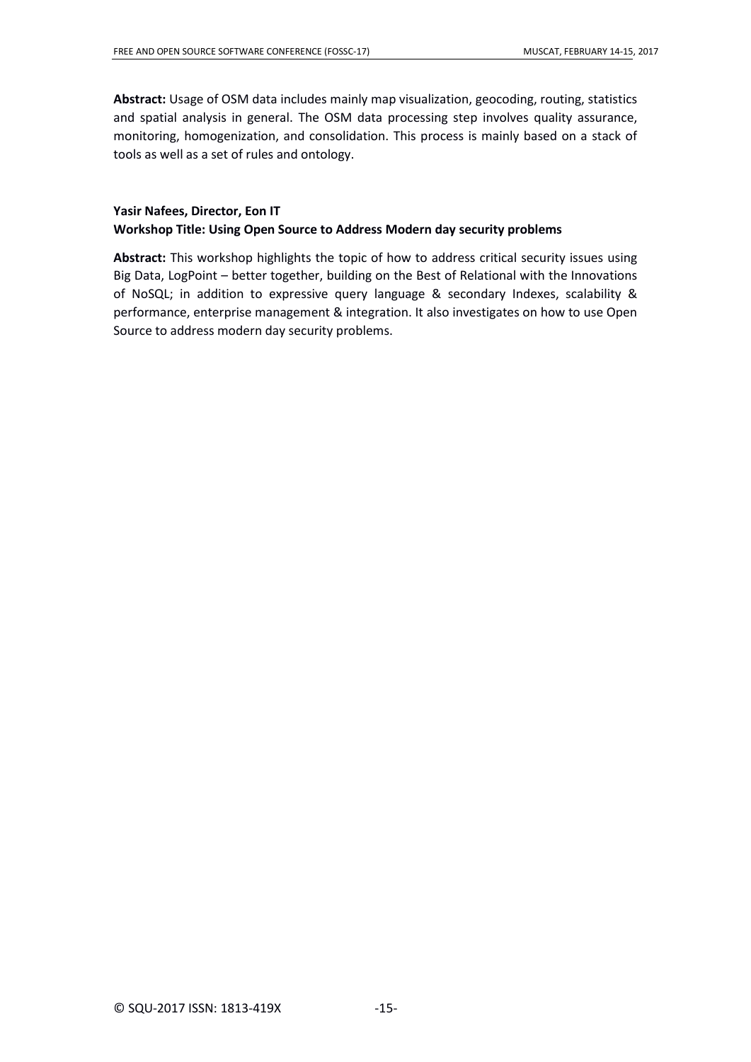**Abstract:** Usage of OSM data includes mainly map visualization, geocoding, routing, statistics and spatial analysis in general. The OSM data processing step involves quality assurance, monitoring, homogenization, and consolidation. This process is mainly based on a stack of tools as well as a set of rules and ontology.

**Yasir Nafees, Director, Eon IT**
**Workshop Title: Using Open Source to Address Modern day security problems**

**Abstract:** This workshop highlights the topic of how to address critical security issues using Big Data, LogPoint – better together, building on the Best of Relational with the Innovations of NoSQL; in addition to expressive query language & secondary Indexes, scalability & performance, enterprise management & integration. It also investigates on how to use Open Source to address modern day security problems.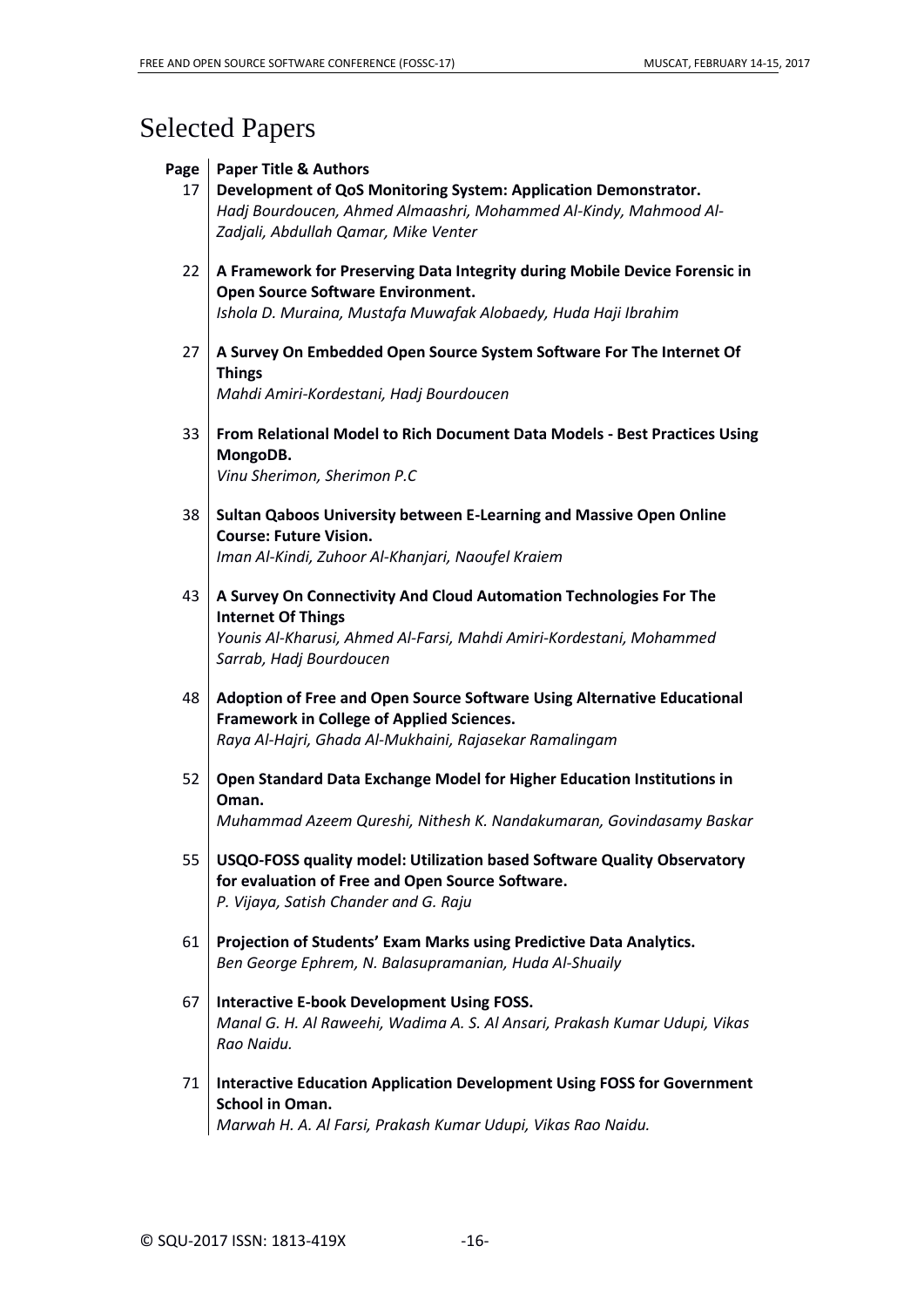# Selected Papers

| Page | Paper Title & Authors |
|---|---|
| 17 | **Development of QoS Monitoring System: Application Demonstrator.** *Hadj Bourdoucen, Ahmed Almaashri, Mohammed Al-Kindy, Mahmood Al-Zadjali, Abdullah Qamar, Mike Venter* |
| 22 | **A Framework for Preserving Data Integrity during Mobile Device Forensic in Open Source Software Environment.** *Ishola D. Muraina, Mustafa Muwafak Alobaedy, Huda Haji Ibrahim* |
| 27 | **A Survey On Embedded Open Source System Software For The Internet Of Things** *Mahdi Amiri-Kordestani, Hadj Bourdoucen* |
| 33 | **From Relational Model to Rich Document Data Models - Best Practices Using MongoDB.** *Vinu Sherimon, Sherimon P.C* |
| 38 | **Sultan Qaboos University between E-Learning and Massive Open Online Course: Future Vision.** *Iman Al-Kindi, Zuhoor Al-Khanjari, Naoufel Kraiem* |
| 43 | **A Survey On Connectivity And Cloud Automation Technologies For The Internet Of Things** *Younis Al-Kharusi, Ahmed Al-Farsi, Mahdi Amiri-Kordestani, Mohammed Sarrab, Hadj Bourdoucen* |
| 48 | **Adoption of Free and Open Source Software Using Alternative Educational Framework in College of Applied Sciences.** *Raya Al-Hajri, Ghada Al-Mukhaini, Rajasekar Ramalingam* |
| 52 | **Open Standard Data Exchange Model for Higher Education Institutions in Oman.** *Muhammad Azeem Qureshi, Nithesh K. Nandakumaran, Govindasamy Baskar* |
| 55 | **USQO-FOSS quality model: Utilization based Software Quality Observatory for evaluation of Free and Open Source Software.** *P. Vijaya, Satish Chander and G. Raju* |
| 61 | **Projection of Students' Exam Marks using Predictive Data Analytics.** *Ben George Ephrem, N. Balasupramanian, Huda Al-Shuaily* |
| 67 | **Interactive E-book Development Using FOSS.** *Manal G. H. Al Raweehi, Wadima A. S. Al Ansari, Prakash Kumar Udupi, Vikas Rao Naidu.* |
| 71 | **Interactive Education Application Development Using FOSS for Government School in Oman.** *Marwah H. A. Al Farsi, Prakash Kumar Udupi, Vikas Rao Naidu.* |